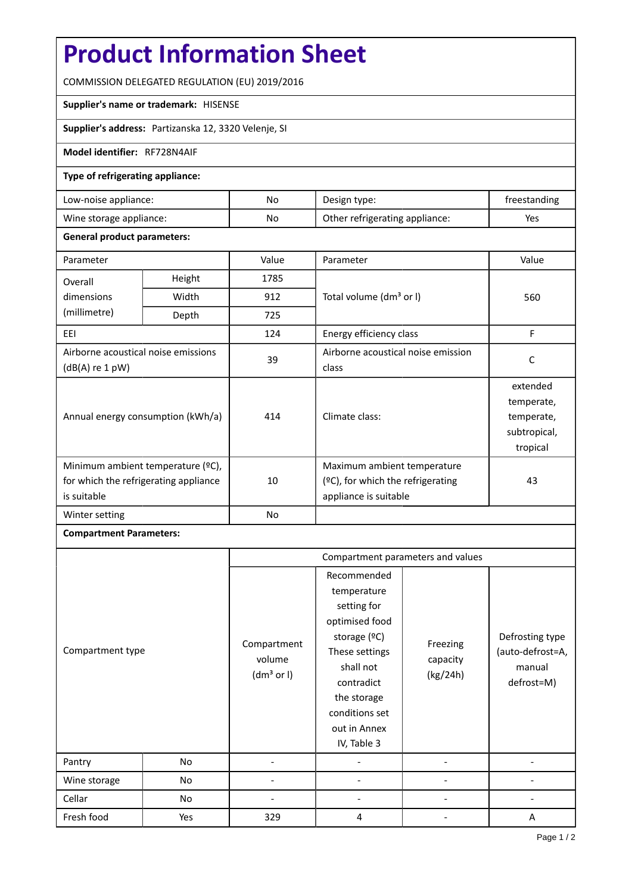# Product Information Sheet

COMMISSION DELEGATED REGULATION (EU) 2019/2016

**Supplier's name or trademark:** HISENSE

**Supplier's address:** Partizanska 12, 3320 Velenje, SI

**Model identifier:** RF728N4AIF

**Type of refrigerating appliance:**

| | | | |
|---|---|---|---|
| Low-noise appliance: | No | Design type: | freestanding |
| Wine storage appliance: | No | Other refrigerating appliance: | Yes |

**General product parameters:**

| Parameter | | Value | Parameter | Value |
|---|---|---|---|---|
| Overall dimensions (millimetre) | Height | 1785 | Total volume (dm³ or l) | 560 |
| | Width | 912 | | |
| | Depth | 725 | | |
| EEI | | 124 | Energy efficiency class | F |
| Airborne acoustical noise emissions (dB(A) re 1 pW) | | 39 | Airborne acoustical noise emission class | C |
| Annual energy consumption (kWh/a) | | 414 | Climate class: | extended temperate, temperate, subtropical, tropical |
| Minimum ambient temperature (ºC), for which the refrigerating appliance is suitable | | 10 | Maximum ambient temperature (ºC), for which the refrigerating appliance is suitable | 43 |
| Winter setting | | No | | |

**Compartment Parameters:**

| Compartment type | | Compartment parameters and values | | | |
|---|---|---|---|---|---|
| | | Compartment volume (dm³ or l) | Recommended temperature setting for optimised food storage (ºC) These settings shall not contradict the storage conditions set out in Annex IV, Table 3 | Freezing capacity (kg/24h) | Defrosting type (auto-defrost=A, manual defrost=M) |
| Pantry | No | - | - | - | - |
| Wine storage | No | - | - | - | - |
| Cellar | No | - | - | - | - |
| Fresh food | Yes | 329 | 4 | - | A |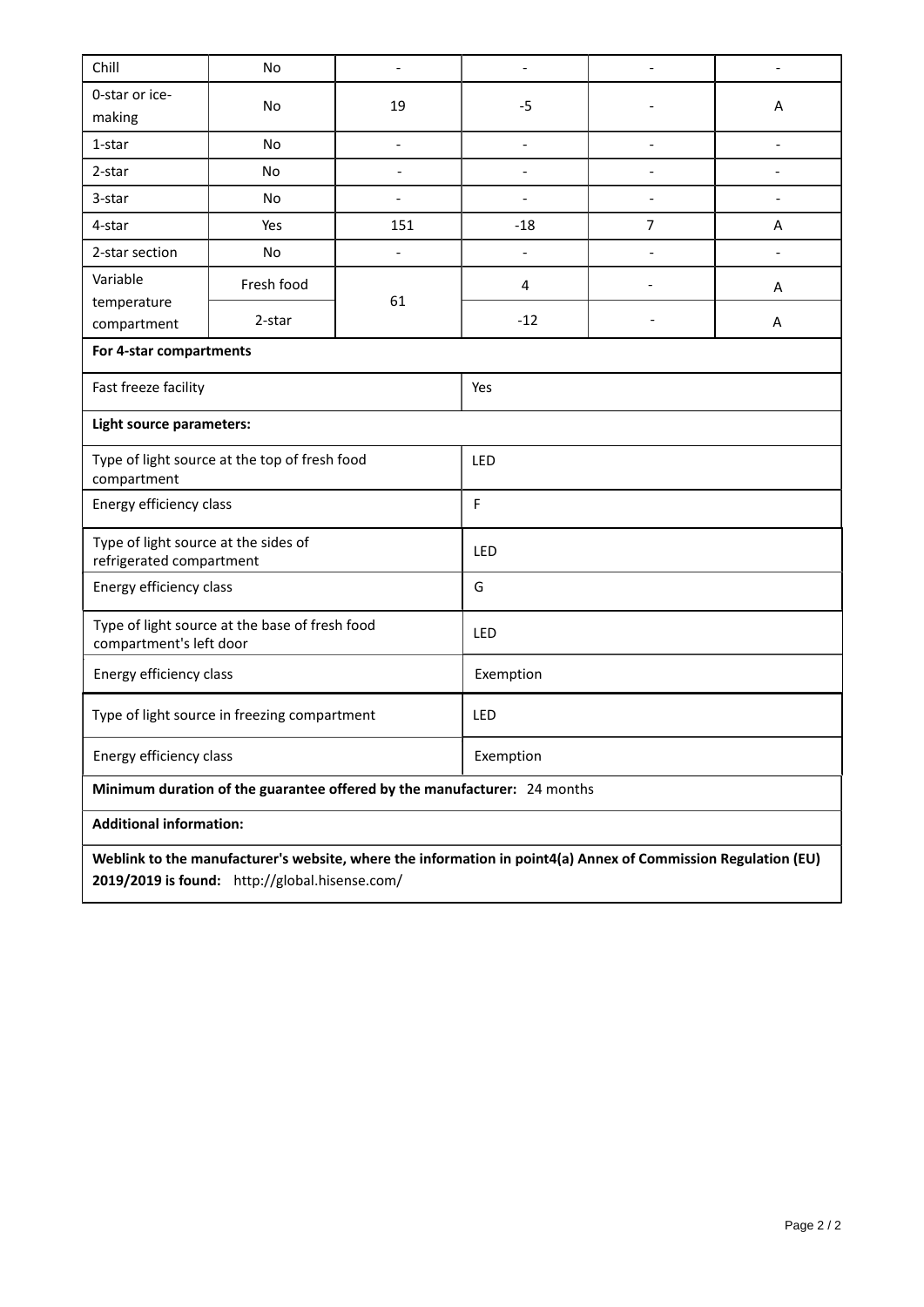| | | | | | |
|---|---|---|---|---|---|
| Chill | No | - | - | - | - |
| 0-star or ice-making | No | 19 | -5 | - | A |
| 1-star | No | - | - | - | - |
| 2-star | No | - | - | - | - |
| 3-star | No | - | - | - | - |
| 4-star | Yes | 151 | -18 | 7 | A |
| 2-star section | No | - | - | - | - |
| Variable temperature compartment | Fresh food | 61 | 4 | - | A |
| | 2-star | | -12 | - | A |

| | |
|---|---|
| **For 4-star compartments** | |
| Fast freeze facility | Yes |
| **Light source parameters:** | |
| Type of light source at the top of fresh food compartment | LED |
| Energy efficiency class | F |
| Type of light source at the sides of refrigerated compartment | LED |
| Energy efficiency class | G |
| Type of light source at the base of fresh food compartment's left door | LED |
| Energy efficiency class | Exemption |
| Type of light source in freezing compartment | LED |
| Energy efficiency class | Exemption |

**Minimum duration of the guarantee offered by the manufacturer:** 24 months

**Additional information:**

**Weblink to the manufacturer's website, where the information in point4(a) Annex of Commission Regulation (EU) 2019/2019 is found:** http://global.hisense.com/